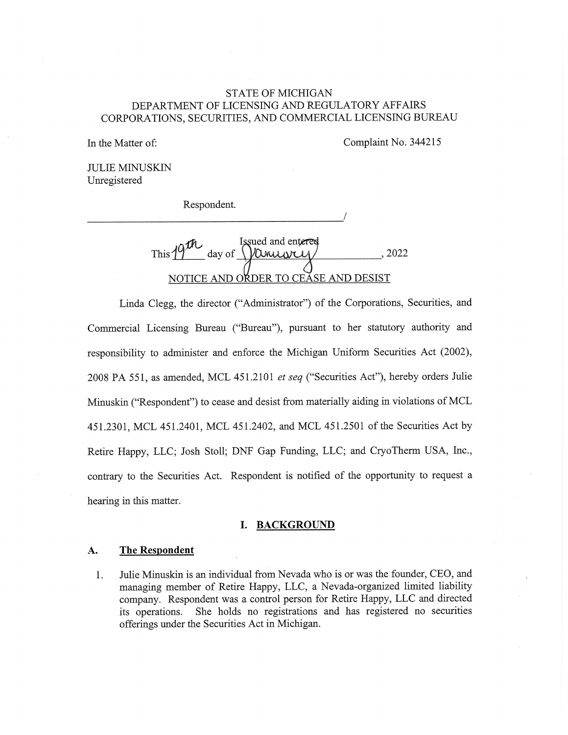STATE OF MICHIGAN
DEPARTMENT OF LICENSING AND REGULATORY AFFAIRS
CORPORATIONS, SECURITIES, AND COMMERCIAL LICENSING BUREAU

In the Matter of:

Complaint No. 344215

JULIE MINUSKIN
Unregistered

Respondent.
_______________________________________/

Issued and entered
This 19th day of January, 2022

NOTICE AND ORDER TO CEASE AND DESIST

Linda Clegg, the director ("Administrator") of the Corporations, Securities, and Commercial Licensing Bureau ("Bureau"), pursuant to her statutory authority and responsibility to administer and enforce the Michigan Uniform Securities Act (2002), 2008 PA 551, as amended, MCL 451.2101 *et seq* ("Securities Act"), hereby orders Julie Minuskin ("Respondent") to cease and desist from materially aiding in violations of MCL 451.2301, MCL 451.2401, MCL 451.2402, and MCL 451.2501 of the Securities Act by Retire Happy, LLC; Josh Stoll; DNF Gap Funding, LLC; and CryoTherm USA, Inc., contrary to the Securities Act. Respondent is notified of the opportunity to request a hearing in this matter.

## I. BACKGROUND

### A. The Respondent

1. Julie Minuskin is an individual from Nevada who is or was the founder, CEO, and managing member of Retire Happy, LLC, a Nevada-organized limited liability company. Respondent was a control person for Retire Happy, LLC and directed its operations. She holds no registrations and has registered no securities offerings under the Securities Act in Michigan.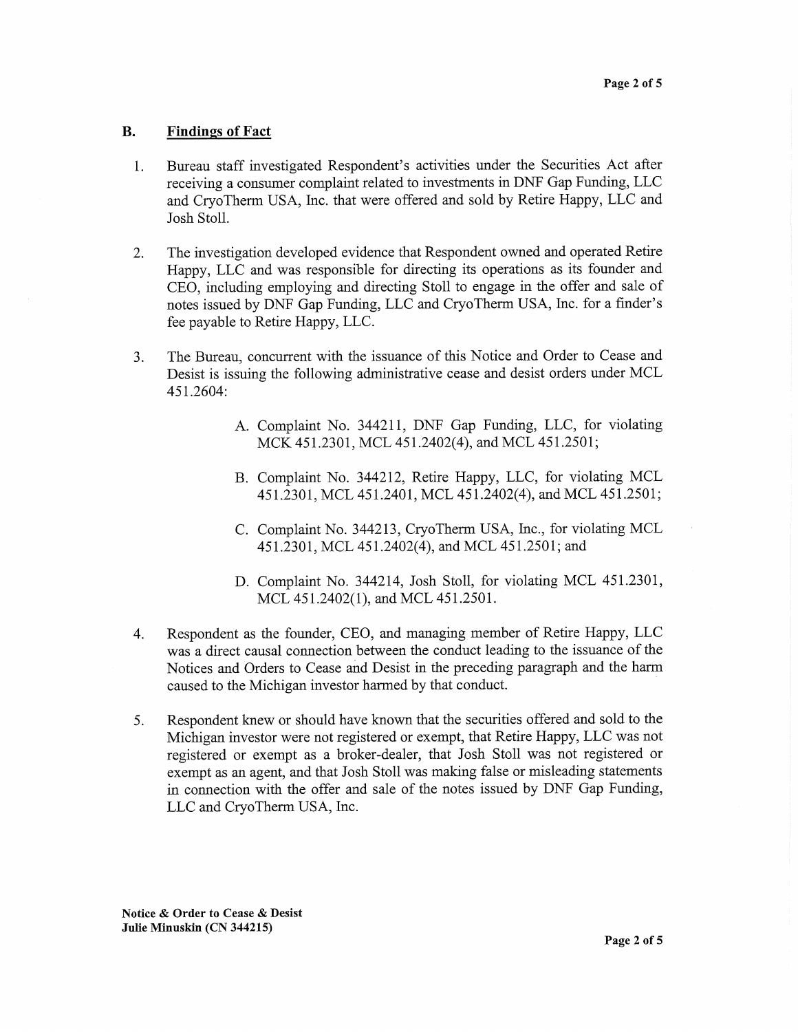## B. Findings of Fact

1. Bureau staff investigated Respondent's activities under the Securities Act after receiving a consumer complaint related to investments in DNF Gap Funding, LLC and CryoTherm USA, Inc. that were offered and sold by Retire Happy, LLC and Josh Stoll.

2. The investigation developed evidence that Respondent owned and operated Retire Happy, LLC and was responsible for directing its operations as its founder and CEO, including employing and directing Stoll to engage in the offer and sale of notes issued by DNF Gap Funding, LLC and CryoTherm USA, Inc. for a finder's fee payable to Retire Happy, LLC.

3. The Bureau, concurrent with the issuance of this Notice and Order to Cease and Desist is issuing the following administrative cease and desist orders under MCL 451.2604:

   A. Complaint No. 344211, DNF Gap Funding, LLC, for violating MCK 451.2301, MCL 451.2402(4), and MCL 451.2501;

   B. Complaint No. 344212, Retire Happy, LLC, for violating MCL 451.2301, MCL 451.2401, MCL 451.2402(4), and MCL 451.2501;

   C. Complaint No. 344213, CryoTherm USA, Inc., for violating MCL 451.2301, MCL 451.2402(4), and MCL 451.2501; and

   D. Complaint No. 344214, Josh Stoll, for violating MCL 451.2301, MCL 451.2402(1), and MCL 451.2501.

4. Respondent as the founder, CEO, and managing member of Retire Happy, LLC was a direct causal connection between the conduct leading to the issuance of the Notices and Orders to Cease and Desist in the preceding paragraph and the harm caused to the Michigan investor harmed by that conduct.

5. Respondent knew or should have known that the securities offered and sold to the Michigan investor were not registered or exempt, that Retire Happy, LLC was not registered or exempt as a broker-dealer, that Josh Stoll was not registered or exempt as an agent, and that Josh Stoll was making false or misleading statements in connection with the offer and sale of the notes issued by DNF Gap Funding, LLC and CryoTherm USA, Inc.

**Notice & Order to Cease & Desist**
**Julie Minuskin (CN 344215)**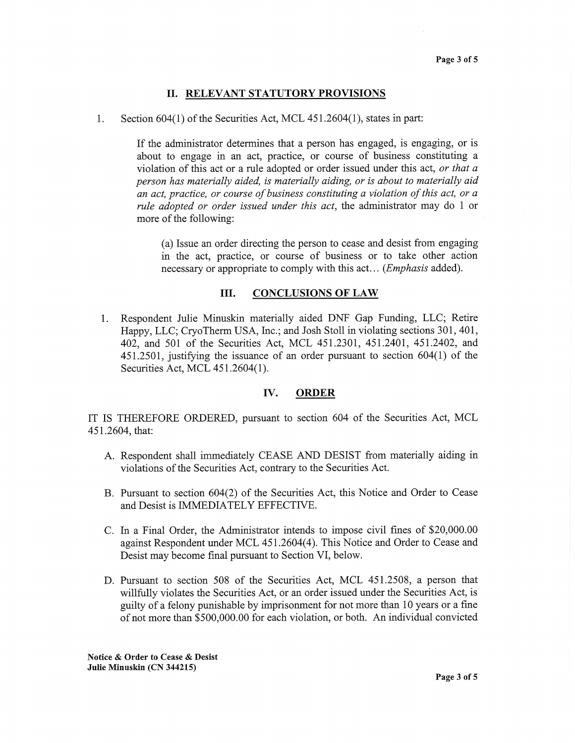## II. RELEVANT STATUTORY PROVISIONS

1. Section 604(1) of the Securities Act, MCL 451.2604(1), states in part:

   If the administrator determines that a person has engaged, is engaging, or is about to engage in an act, practice, or course of business constituting a violation of this act or a rule adopted or order issued under this act, *or that a person has materially aided, is materially aiding, or is about to materially aid an act, practice, or course of business constituting a violation of this act, or a rule adopted or order issued under this act*, the administrator may do 1 or more of the following:

   > (a) Issue an order directing the person to cease and desist from engaging in the act, practice, or course of business or to take other action necessary or appropriate to comply with this act… (*Emphasis* added).

## III. CONCLUSIONS OF LAW

1. Respondent Julie Minuskin materially aided DNF Gap Funding, LLC; Retire Happy, LLC; CryoTherm USA, Inc.; and Josh Stoll in violating sections 301, 401, 402, and 501 of the Securities Act, MCL 451.2301, 451.2401, 451.2402, and 451.2501, justifying the issuance of an order pursuant to section 604(1) of the Securities Act, MCL 451.2604(1).

## IV. ORDER

IT IS THEREFORE ORDERED, pursuant to section 604 of the Securities Act, MCL 451.2604, that:

A. Respondent shall immediately CEASE AND DESIST from materially aiding in violations of the Securities Act, contrary to the Securities Act.

B. Pursuant to section 604(2) of the Securities Act, this Notice and Order to Cease and Desist is IMMEDIATELY EFFECTIVE.

C. In a Final Order, the Administrator intends to impose civil fines of $20,000.00 against Respondent under MCL 451.2604(4). This Notice and Order to Cease and Desist may become final pursuant to Section VI, below.

D. Pursuant to section 508 of the Securities Act, MCL 451.2508, a person that willfully violates the Securities Act, or an order issued under the Securities Act, is guilty of a felony punishable by imprisonment for not more than 10 years or a fine of not more than $500,000.00 for each violation, or both. An individual convicted

**Notice & Order to Cease & Desist**
**Julie Minuskin (CN 344215)**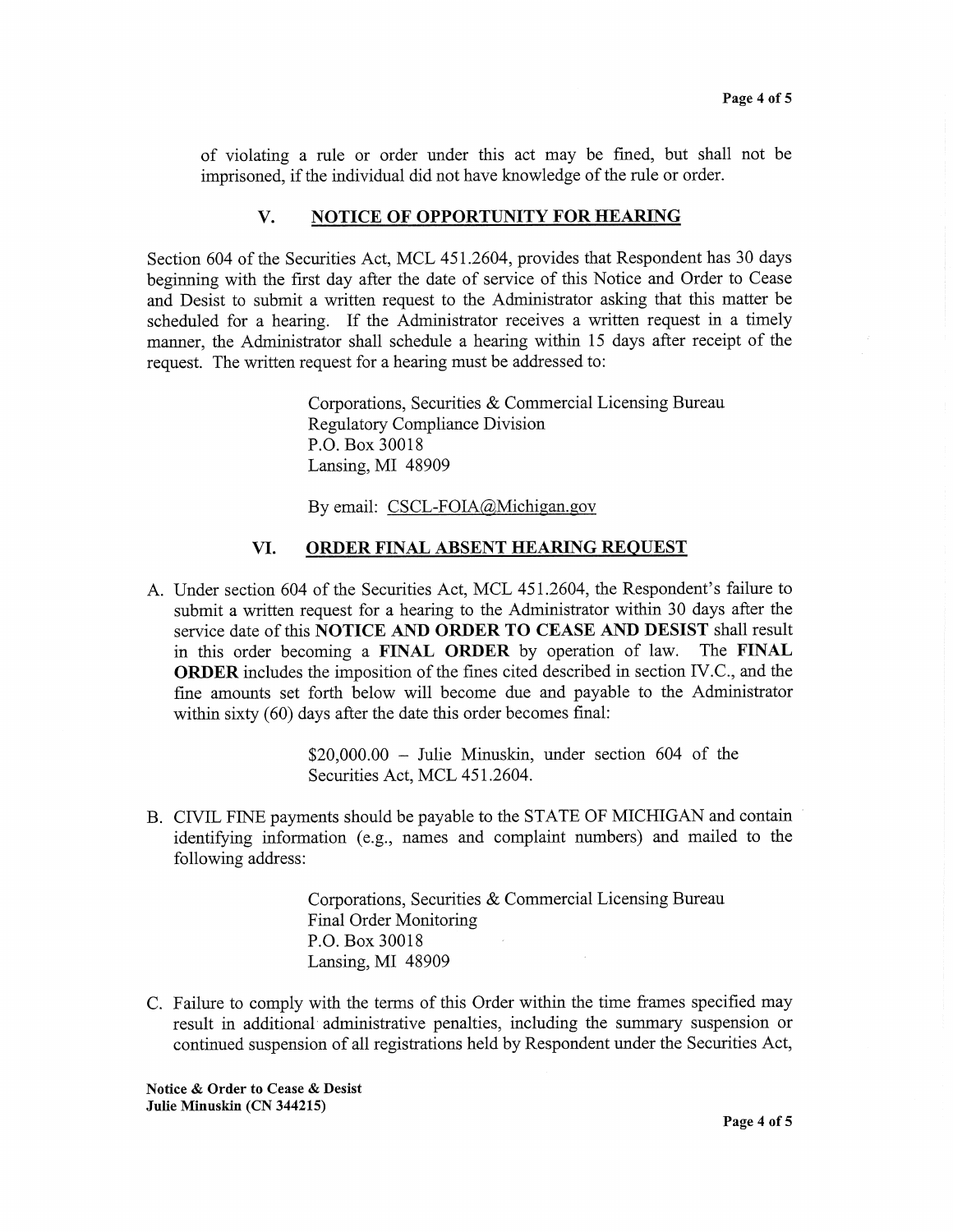of violating a rule or order under this act may be fined, but shall not be imprisoned, if the individual did not have knowledge of the rule or order.

## V. NOTICE OF OPPORTUNITY FOR HEARING

Section 604 of the Securities Act, MCL 451.2604, provides that Respondent has 30 days beginning with the first day after the date of service of this Notice and Order to Cease and Desist to submit a written request to the Administrator asking that this matter be scheduled for a hearing. If the Administrator receives a written request in a timely manner, the Administrator shall schedule a hearing within 15 days after receipt of the request. The written request for a hearing must be addressed to:

> Corporations, Securities & Commercial Licensing Bureau
> Regulatory Compliance Division
> P.O. Box 30018
> Lansing, MI 48909
>
> By email: CSCL-FOIA@Michigan.gov

## VI. ORDER FINAL ABSENT HEARING REQUEST

A. Under section 604 of the Securities Act, MCL 451.2604, the Respondent's failure to submit a written request for a hearing to the Administrator within 30 days after the service date of this **NOTICE AND ORDER TO CEASE AND DESIST** shall result in this order becoming a **FINAL ORDER** by operation of law. The **FINAL ORDER** includes the imposition of the fines cited described in section IV.C., and the fine amounts set forth below will become due and payable to the Administrator within sixty (60) days after the date this order becomes final:

> $20,000.00 – Julie Minuskin, under section 604 of the Securities Act, MCL 451.2604.

B. CIVIL FINE payments should be payable to the STATE OF MICHIGAN and contain identifying information (e.g., names and complaint numbers) and mailed to the following address:

> Corporations, Securities & Commercial Licensing Bureau
> Final Order Monitoring
> P.O. Box 30018
> Lansing, MI 48909

C. Failure to comply with the terms of this Order within the time frames specified may result in additional administrative penalties, including the summary suspension or continued suspension of all registrations held by Respondent under the Securities Act,

**Notice & Order to Cease & Desist**
**Julie Minuskin (CN 344215)**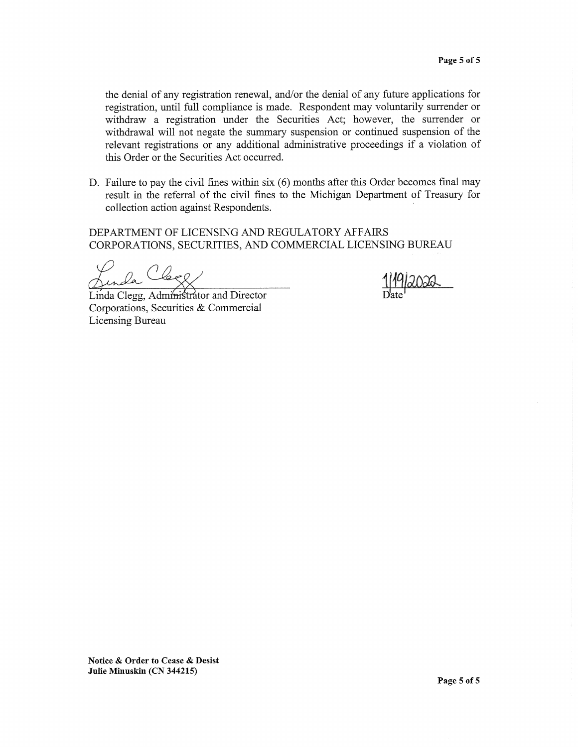the denial of any registration renewal, and/or the denial of any future applications for registration, until full compliance is made. Respondent may voluntarily surrender or withdraw a registration under the Securities Act; however, the surrender or withdrawal will not negate the summary suspension or continued suspension of the relevant registrations or any additional administrative proceedings if a violation of this Order or the Securities Act occurred.

D. Failure to pay the civil fines within six (6) months after this Order becomes final may result in the referral of the civil fines to the Michigan Department of Treasury for collection action against Respondents.

DEPARTMENT OF LICENSING AND REGULATORY AFFAIRS
CORPORATIONS, SECURITIES, AND COMMERCIAL LICENSING BUREAU

Linda Clegg
Linda Clegg, Administrator and Director
Corporations, Securities & Commercial
Licensing Bureau

1/19/2022
Date

Notice & Order to Cease & Desist
Julie Minuskin (CN 344215)